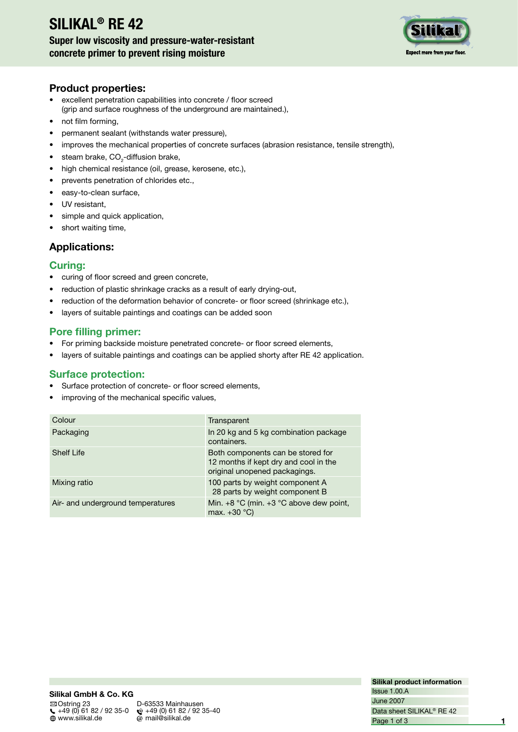# SILIKAL® RE 42

**Super low viscosity and pressure-water-resistant concrete primer to prevent rising moisture**

## Product properties:

- excellent penetration capabilities into concrete / floor screed (grip and surface roughness of the underground are maintained.),
- not film forming,
- permanent sealant (withstands water pressure),
- improves the mechanical properties of concrete surfaces (abrasion resistance, tensile strength),
- steam brake, $CO_2$-diffusion brake,
- high chemical resistance (oil, grease, kerosene, etc.),
- prevents penetration of chlorides etc.,
- easy-to-clean surface,
- UV resistant,
- simple and quick application,
- short waiting time,

## Applications:

### Curing:

- curing of floor screed and green concrete,
- reduction of plastic shrinkage cracks as a result of early drying-out,
- reduction of the deformation behavior of concrete- or floor screed (shrinkage etc.),
- layers of suitable paintings and coatings can be added soon

### Pore filling primer:

- For priming backside moisture penetrated concrete- or floor screed elements,
- layers of suitable paintings and coatings can be applied shorty after RE 42 application.

### Surface protection:

- Surface protection of concrete- or floor screed elements,
- improving of the mechanical specific values,

| | |
|---|---|
| Colour | Transparent |
| Packaging | In 20 kg and 5 kg combination package containers. |
| Shelf Life | Both components can be stored for 12 months if kept dry and cool in the original unopened packagings. |
| Mixing ratio | 100 parts by weight component A<br>28 parts by weight component B |
| Air- and underground temperatures | Min. +8 °C (min. +3 °C above dew point, max. +30 °C) |

**Silikal GmbH & Co. KG**
Ostring 23, D-63533 Mainhausen
+49 (0) 61 82 / 92 35-0
+49 (0) 61 82 / 92 35-40
www.silikal.de
mail@silikal.de

**Silikal product information**
Issue 1.00.A
June 2007
Data sheet SILIKAL® RE 42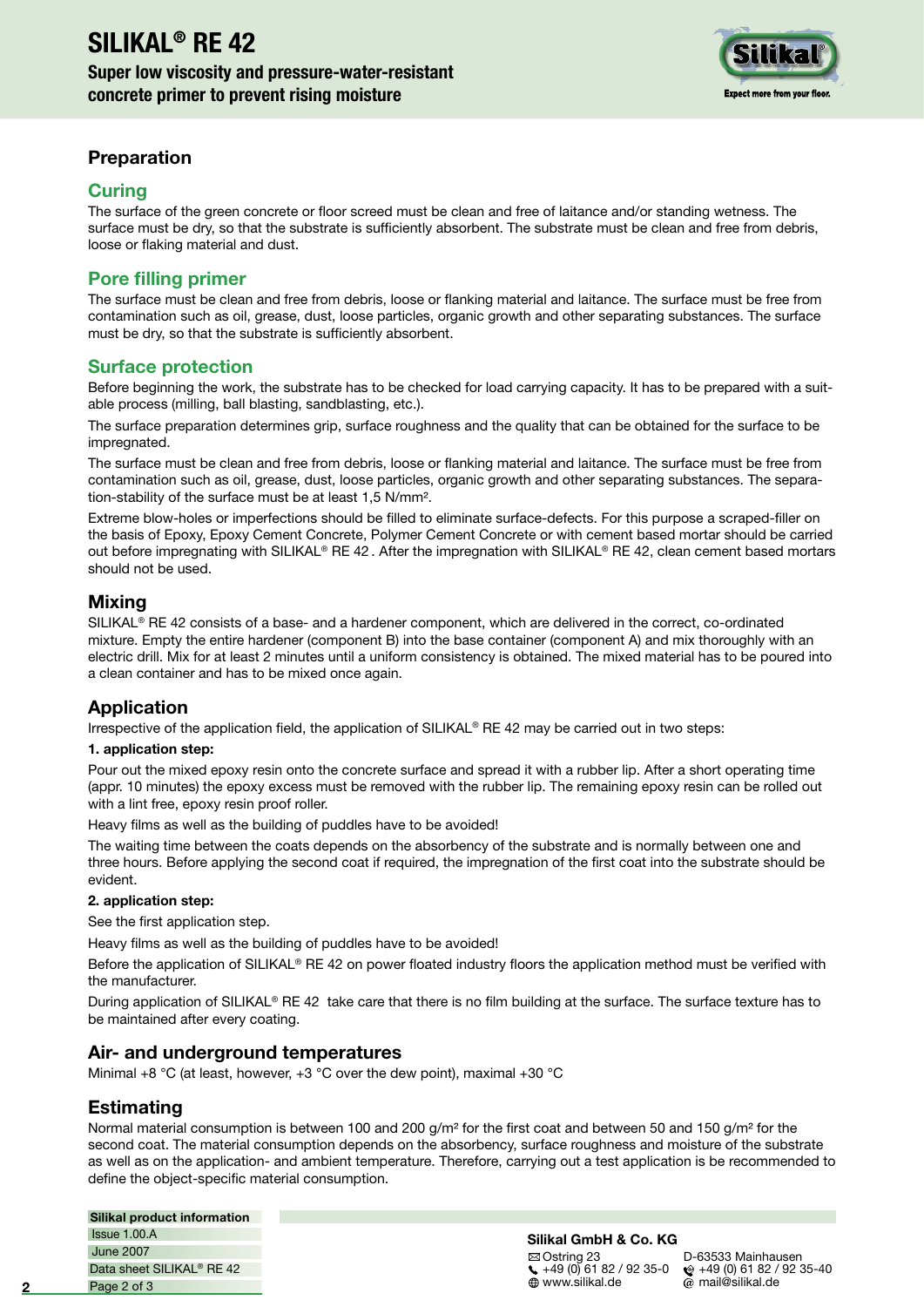## Preparation

### Curing

The surface of the green concrete or floor screed must be clean and free of laitance and/or standing wetness. The surface must be dry, so that the substrate is sufficiently absorbent. The substrate must be clean and free from debris, loose or flaking material and dust.

### Pore filling primer

The surface must be clean and free from debris, loose or flanking material and laitance. The surface must be free from contamination such as oil, grease, dust, loose particles, organic growth and other separating substances. The surface must be dry, so that the substrate is sufficiently absorbent.

### Surface protection

Before beginning the work, the substrate has to be checked for load carrying capacity. It has to be prepared with a suitable process (milling, ball blasting, sandblasting, etc.).

The surface preparation determines grip, surface roughness and the quality that can be obtained for the surface to be impregnated.

The surface must be clean and free from debris, loose or flanking material and laitance. The surface must be free from contamination such as oil, grease, dust, loose particles, organic growth and other separating substances. The separation-stability of the surface must be at least 1,5 N/mm².

Extreme blow-holes or imperfections should be filled to eliminate surface-defects. For this purpose a scraped-filler on the basis of Epoxy, Epoxy Cement Concrete, Polymer Cement Concrete or with cement based mortar should be carried out before impregnating with SILIKAL® RE 42 . After the impregnation with SILIKAL® RE 42, clean cement based mortars should not be used.

## Mixing

SILIKAL® RE 42 consists of a base- and a hardener component, which are delivered in the correct, co-ordinated mixture. Empty the entire hardener (component B) into the base container (component A) and mix thoroughly with an electric drill. Mix for at least 2 minutes until a uniform consistency is obtained. The mixed material has to be poured into a clean container and has to be mixed once again.

## Application

Irrespective of the application field, the application of SILIKAL® RE 42 may be carried out in two steps:

**1. application step:**

Pour out the mixed epoxy resin onto the concrete surface and spread it with a rubber lip. After a short operating time (appr. 10 minutes) the epoxy excess must be removed with the rubber lip. The remaining epoxy resin can be rolled out with a lint free, epoxy resin proof roller.

Heavy films as well as the building of puddles have to be avoided!

The waiting time between the coats depends on the absorbency of the substrate and is normally between one and three hours. Before applying the second coat if required, the impregnation of the first coat into the substrate should be evident.

**2. application step:**

See the first application step.

Heavy films as well as the building of puddles have to be avoided!

Before the application of SILIKAL® RE 42 on power floated industry floors the application method must be verified with the manufacturer.

During application of SILIKAL® RE 42 take care that there is no film building at the surface. The surface texture has to be maintained after every coating.

## Air- and underground temperatures

Minimal +8 °C (at least, however, +3 °C over the dew point), maximal +30 °C

## Estimating

Normal material consumption is between 100 and 200 g/m² for the first coat and between 50 and 150 g/m² for the second coat. The material consumption depends on the absorbency, surface roughness and moisture of the substrate as well as on the application- and ambient temperature. Therefore, carrying out a test application is be recommended to define the object-specific material consumption.

**Silikal product information**
Issue 1.00.A
June 2007
Data sheet SILIKAL® RE 42

**Silikal GmbH & Co. KG**
Ostring 23, D-63533 Mainhausen
+49 (0) 61 82 / 92 35-0, Fax +49 (0) 61 82 / 92 35-40
www.silikal.de, mail@silikal.de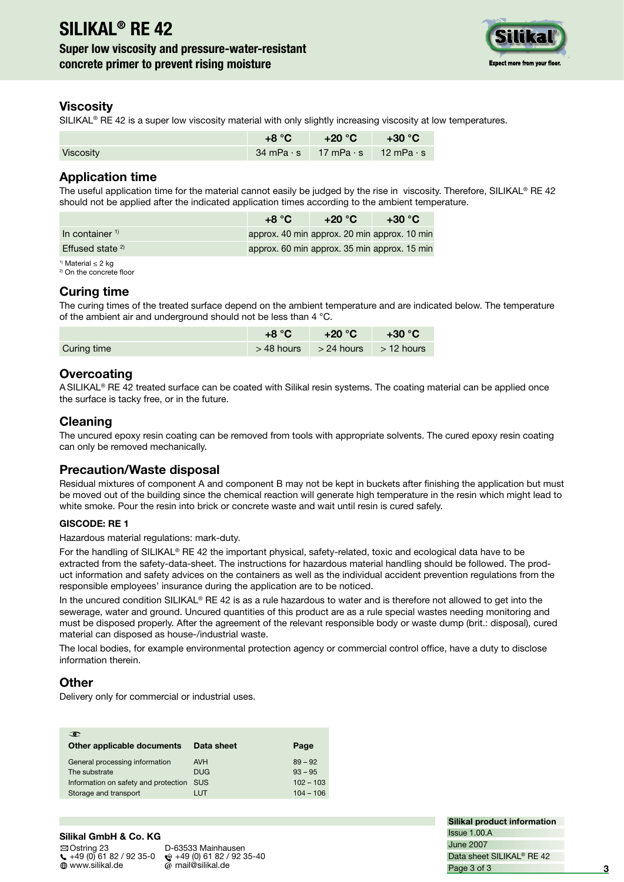# SILIKAL® RE 42

**Super low viscosity and pressure-water-resistant concrete primer to prevent rising moisture**

## Viscosity

SILIKAL® RE 42 is a super low viscosity material with only slightly increasing viscosity at low temperatures.

| | +8 °C | +20 °C | +30 °C |
|---|---|---|---|
| Viscosity | 34 mPa · s | 17 mPa · s | 12 mPa · s |

## Application time

The useful application time for the material cannot easily be judged by the rise in viscosity. Therefore, SILIKAL® RE 42 should not be applied after the indicated application times according to the ambient temperature.

| | +8 °C | +20 °C | +30 °C |
|---|---|---|---|
| In container [1] | approx. 40 min | approx. 20 min | approx. 10 min |
| Effused state [2] | approx. 60 min | approx. 35 min | approx. 15 min |

[1] Material ≤ 2 kg
[2] On the concrete floor

## Curing time

The curing times of the treated surface depend on the ambient temperature and are indicated below. The temperature of the ambient air and underground should not be less than 4 °C.

| | +8 °C | +20 °C | +30 °C |
|---|---|---|---|
| Curing time | > 48 hours | > 24 hours | > 12 hours |

## Overcoating

A SILIKAL® RE 42 treated surface can be coated with Silikal resin systems. The coating material can be applied once the surface is tacky free, or in the future.

## Cleaning

The uncured epoxy resin coating can be removed from tools with appropriate solvents. The cured epoxy resin coating can only be removed mechanically.

## Precaution/Waste disposal

Residual mixtures of component A and component B may not be kept in buckets after finishing the application but must be moved out of the building since the chemical reaction will generate high temperature in the resin which might lead to white smoke. Pour the resin into brick or concrete waste and wait until resin is cured safely.

**GISCODE: RE 1**

Hazardous material regulations: mark-duty.

For the handling of SILIKAL® RE 42 the important physical, safety-related, toxic and ecological data have to be extracted from the safety-data-sheet. The instructions for hazardous material handling should be followed. The product information and safety advices on the containers as well as the individual accident prevention regulations from the responsible employees' insurance during the application are to be noticed.

In the uncured condition SILIKAL® RE 42 is as a rule hazardous to water and is therefore not allowed to get into the sewerage, water and ground. Uncured quantities of this product are as a rule special wastes needing monitoring and must be disposed properly. After the agreement of the relevant responsible body or waste dump (brit.: disposal), cured material can disposed as house-/industrial waste.

The local bodies, for example environmental protection agency or commercial control office, have a duty to disclose information therein.

## Other

Delivery only for commercial or industrial uses.

| Other applicable documents | Data sheet | Page |
|---|---|---|
| General processing information | AVH | 89 – 92 |
| The substrate | DUG | 93 – 95 |
| Information on safety and protection | SUS | 102 – 103 |
| Storage and transport | LUT | 104 – 106 |

**Silikal GmbH & Co. KG**
Ostring 23, D-63533 Mainhausen
+49 (0) 61 82 / 92 35-0
+49 (0) 61 82 / 92 35-40
www.silikal.de
mail@silikal.de

**Silikal product information**
Issue 1.00.A
June 2007
Data sheet SILIKAL® RE 42